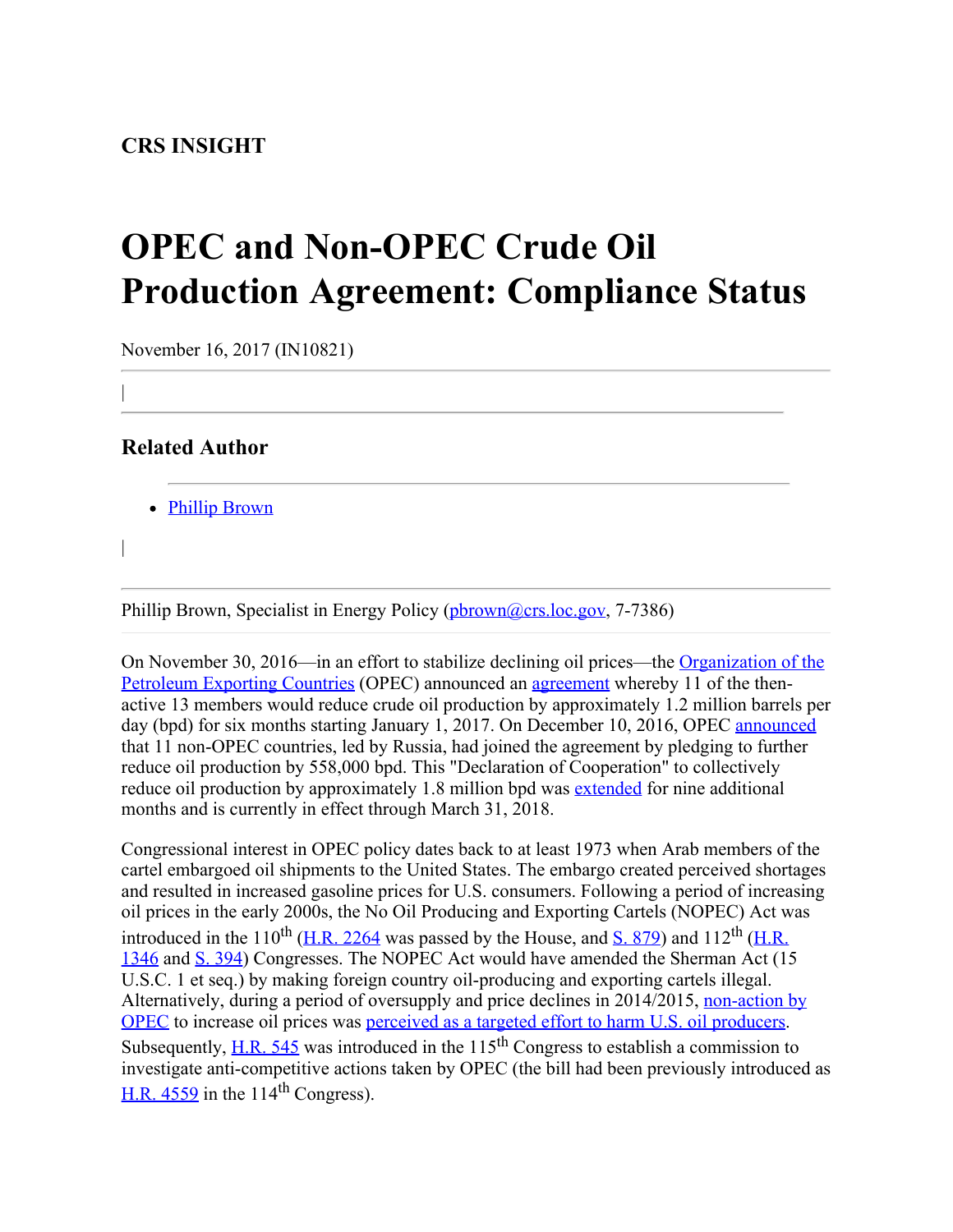**CRS INSIGHT**

# OPEC and Non-OPEC Crude Oil Production Agreement: Compliance Status

November 16, 2017 (IN10821)

## Related Author

- Phillip Brown

Phillip Brown, Specialist in Energy Policy (pbrown@crs.loc.gov, 7-7386)

On November 30, 2016—in an effort to stabilize declining oil prices—the Organization of the Petroleum Exporting Countries (OPEC) announced an agreement whereby 11 of the then-active 13 members would reduce crude oil production by approximately 1.2 million barrels per day (bpd) for six months starting January 1, 2017. On December 10, 2016, OPEC announced that 11 non-OPEC countries, led by Russia, had joined the agreement by pledging to further reduce oil production by 558,000 bpd. This "Declaration of Cooperation" to collectively reduce oil production by approximately 1.8 million bpd was extended for nine additional months and is currently in effect through March 31, 2018.

Congressional interest in OPEC policy dates back to at least 1973 when Arab members of the cartel embargoed oil shipments to the United States. The embargo created perceived shortages and resulted in increased gasoline prices for U.S. consumers. Following a period of increasing oil prices in the early 2000s, the No Oil Producing and Exporting Cartels (NOPEC) Act was introduced in the 110th (H.R. 2264 was passed by the House, and S. 879) and 112th (H.R. 1346 and S. 394) Congresses. The NOPEC Act would have amended the Sherman Act (15 U.S.C. 1 et seq.) by making foreign country oil-producing and exporting cartels illegal. Alternatively, during a period of oversupply and price declines in 2014/2015, non-action by OPEC to increase oil prices was perceived as a targeted effort to harm U.S. oil producers. Subsequently, H.R. 545 was introduced in the 115th Congress to establish a commission to investigate anti-competitive actions taken by OPEC (the bill had been previously introduced as H.R. 4559 in the 114th Congress).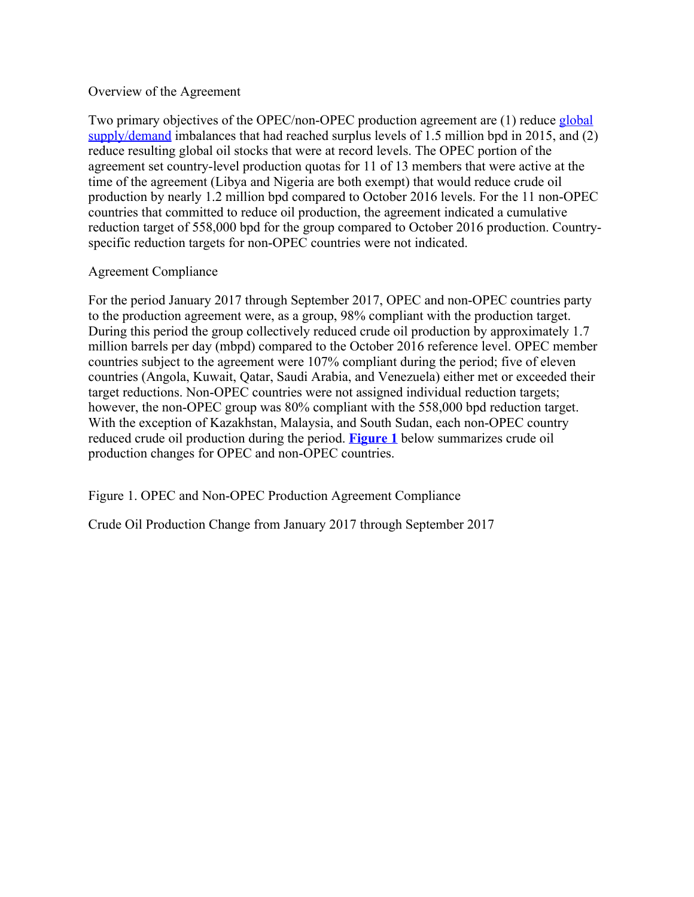Overview of the Agreement

Two primary objectives of the OPEC/non-OPEC production agreement are (1) reduce global supply/demand imbalances that had reached surplus levels of 1.5 million bpd in 2015, and (2) reduce resulting global oil stocks that were at record levels. The OPEC portion of the agreement set country-level production quotas for 11 of 13 members that were active at the time of the agreement (Libya and Nigeria are both exempt) that would reduce crude oil production by nearly 1.2 million bpd compared to October 2016 levels. For the 11 non-OPEC countries that committed to reduce oil production, the agreement indicated a cumulative reduction target of 558,000 bpd for the group compared to October 2016 production. Country-specific reduction targets for non-OPEC countries were not indicated.

Agreement Compliance

For the period January 2017 through September 2017, OPEC and non-OPEC countries party to the production agreement were, as a group, 98% compliant with the production target. During this period the group collectively reduced crude oil production by approximately 1.7 million barrels per day (mbpd) compared to the October 2016 reference level. OPEC member countries subject to the agreement were 107% compliant during the period; five of eleven countries (Angola, Kuwait, Qatar, Saudi Arabia, and Venezuela) either met or exceeded their target reductions. Non-OPEC countries were not assigned individual reduction targets; however, the non-OPEC group was 80% compliant with the 558,000 bpd reduction target. With the exception of Kazakhstan, Malaysia, and South Sudan, each non-OPEC country reduced crude oil production during the period. **Figure 1** below summarizes crude oil production changes for OPEC and non-OPEC countries.

Figure 1. OPEC and Non-OPEC Production Agreement Compliance

Crude Oil Production Change from January 2017 through September 2017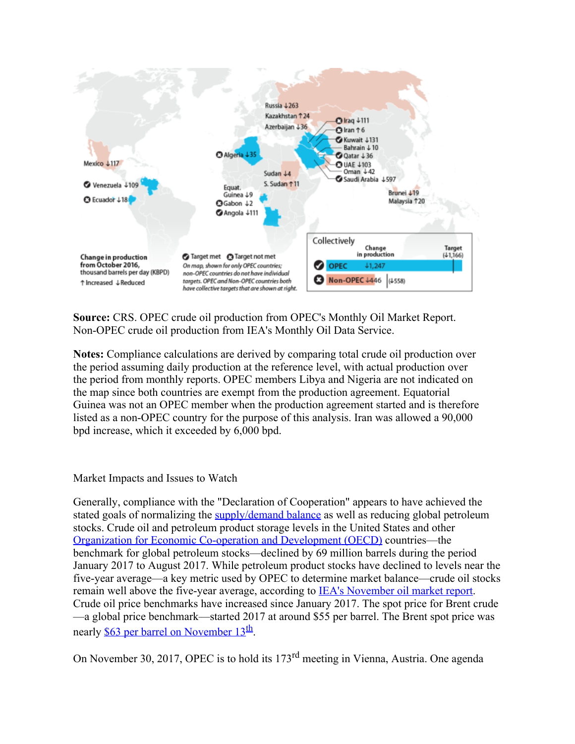Russia ↓263
Kazakhstan ↑24
Azerbaijan ↓36
Iraq ↓111
Iran ↑6
Kuwait ↓131
Bahrain ↓10
Qatar ↓36
UAE ↓103
Oman ↓42
Saudi Arabia ↓597
Algeria ↓35
Mexico ↓117
Sudan ↓4
S. Sudan ↑11
Venezuela ↓109
Ecuador ↓18
Equat. Guinea ↓9
Gabon ↓2
Angola ↓111
Brunei ↓19
Malaysia ↑20

Change in production from October 2016, thousand barrels per day (KBPD)
↑Increased ↓Reduced

Target met / Target not met
*On map, shown for only OPEC countries; non-OPEC countries do not have individual targets. OPEC and Non-OPEC countries both have collective targets that are shown at right.*

Collectively

| | Change in production | Target |
| --- | --- | --- |
| OPEC | ↓1,247 | (↓1,166) |
| Non-OPEC | ↓446 | (↓558) |

**Source:** CRS. OPEC crude oil production from OPEC's Monthly Oil Market Report. Non-OPEC crude oil production from IEA's Monthly Oil Data Service.

**Notes:** Compliance calculations are derived by comparing total crude oil production over the period assuming daily production at the reference level, with actual production over the period from monthly reports. OPEC members Libya and Nigeria are not indicated on the map since both countries are exempt from the production agreement. Equatorial Guinea was not an OPEC member when the production agreement started and is therefore listed as a non-OPEC country for the purpose of this analysis. Iran was allowed a 90,000 bpd increase, which it exceeded by 6,000 bpd.

## Market Impacts and Issues to Watch

Generally, compliance with the "Declaration of Cooperation" appears to have achieved the stated goals of normalizing the supply/demand balance as well as reducing global petroleum stocks. Crude oil and petroleum product storage levels in the United States and other Organization for Economic Co-operation and Development (OECD) countries—the benchmark for global petroleum stocks—declined by 69 million barrels during the period January 2017 to August 2017. While petroleum product stocks have declined to levels near the five-year average—a key metric used by OPEC to determine market balance—crude oil stocks remain well above the five-year average, according to IEA's November oil market report. Crude oil price benchmarks have increased since January 2017. The spot price for Brent crude—a global price benchmark—started 2017 at around $55 per barrel. The Brent spot price was nearly $63 per barrel on November 13th.

On November 30, 2017, OPEC is to hold its 173rd meeting in Vienna, Austria. One agenda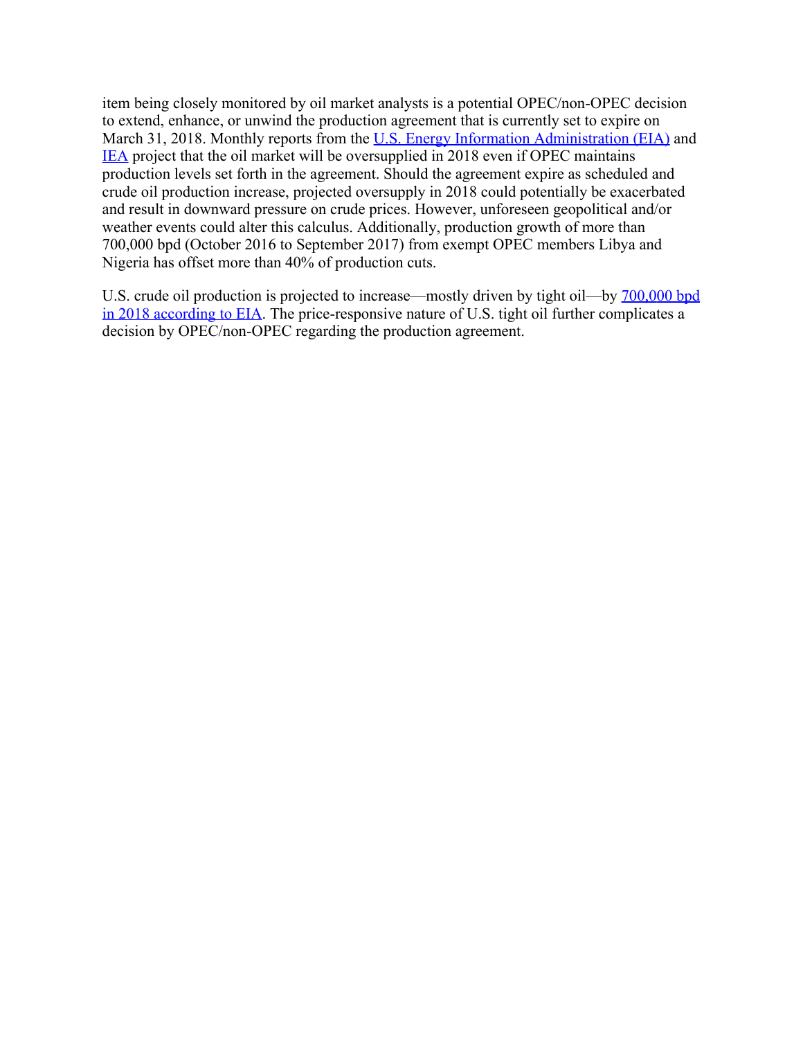item being closely monitored by oil market analysts is a potential OPEC/non-OPEC decision to extend, enhance, or unwind the production agreement that is currently set to expire on March 31, 2018. Monthly reports from the U.S. Energy Information Administration (EIA) and IEA project that the oil market will be oversupplied in 2018 even if OPEC maintains production levels set forth in the agreement. Should the agreement expire as scheduled and crude oil production increase, projected oversupply in 2018 could potentially be exacerbated and result in downward pressure on crude prices. However, unforeseen geopolitical and/or weather events could alter this calculus. Additionally, production growth of more than 700,000 bpd (October 2016 to September 2017) from exempt OPEC members Libya and Nigeria has offset more than 40% of production cuts.

U.S. crude oil production is projected to increase—mostly driven by tight oil—by 700,000 bpd in 2018 according to EIA. The price-responsive nature of U.S. tight oil further complicates a decision by OPEC/non-OPEC regarding the production agreement.